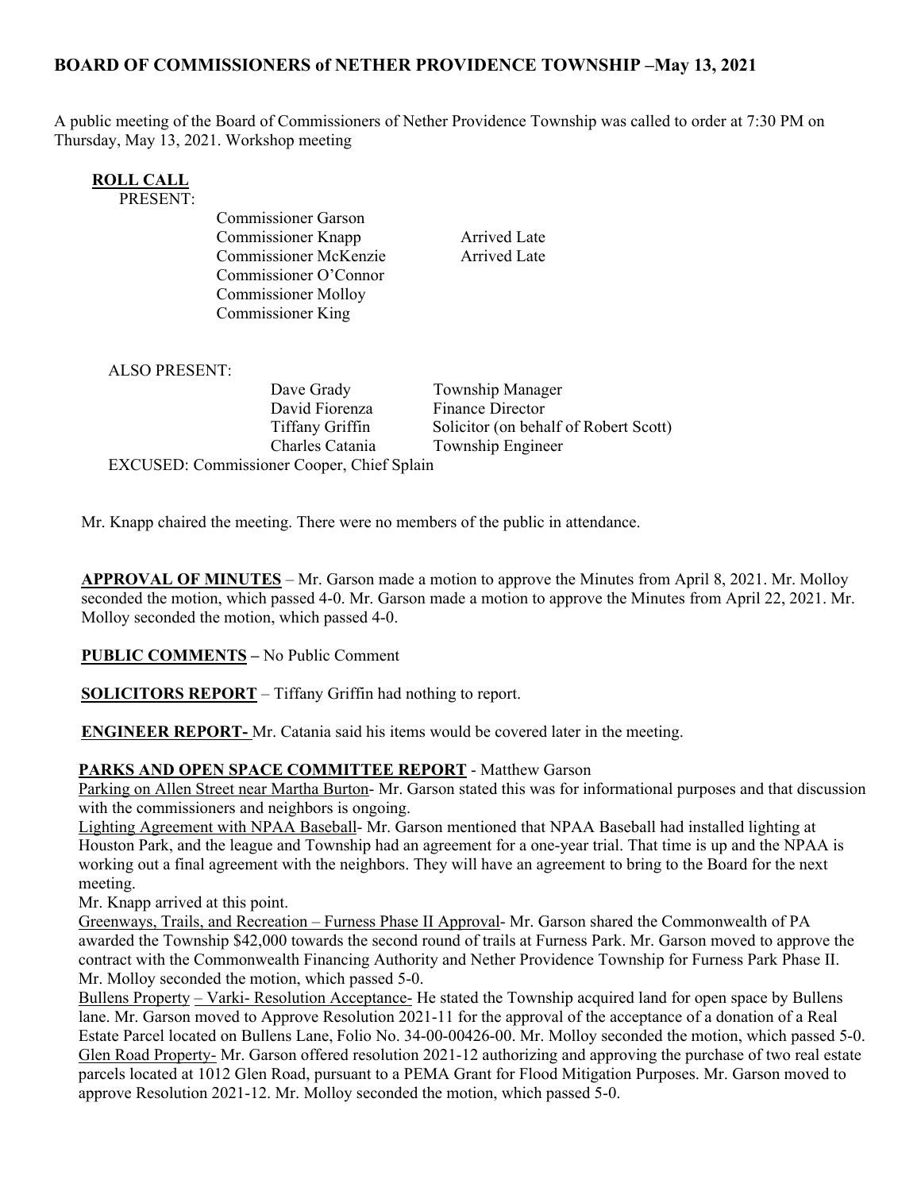## BOARD OF COMMISSIONERS of NETHER PROVIDENCE TOWNSHIP –May 13, 2021

A public meeting of the Board of Commissioners of Nether Providence Township was called to order at 7:30 PM on Thursday, May 13, 2021. Workshop meeting

**ROLL CALL**

PRESENT:

| | |
|---|---|
| Commissioner Garson | |
| Commissioner Knapp | Arrived Late |
| Commissioner McKenzie | Arrived Late |
| Commissioner O'Connor | |
| Commissioner Molloy | |
| Commissioner King | |

ALSO PRESENT:

| | |
|---|---|
| Dave Grady | Township Manager |
| David Fiorenza | Finance Director |
| Tiffany Griffin | Solicitor (on behalf of Robert Scott) |
| Charles Catania | Township Engineer |

EXCUSED: Commissioner Cooper, Chief Splain

Mr. Knapp chaired the meeting. There were no members of the public in attendance.

**APPROVAL OF MINUTES** – Mr. Garson made a motion to approve the Minutes from April 8, 2021. Mr. Molloy seconded the motion, which passed 4-0. Mr. Garson made a motion to approve the Minutes from April 22, 2021. Mr. Molloy seconded the motion, which passed 4-0.

**PUBLIC COMMENTS –** No Public Comment

**SOLICITORS REPORT** – Tiffany Griffin had nothing to report.

**ENGINEER REPORT-** Mr. Catania said his items would be covered later in the meeting.

**PARKS AND OPEN SPACE COMMITTEE REPORT** - Matthew Garson

Parking on Allen Street near Martha Burton- Mr. Garson stated this was for informational purposes and that discussion with the commissioners and neighbors is ongoing.

Lighting Agreement with NPAA Baseball- Mr. Garson mentioned that NPAA Baseball had installed lighting at Houston Park, and the league and Township had an agreement for a one-year trial. That time is up and the NPAA is working out a final agreement with the neighbors. They will have an agreement to bring to the Board for the next meeting.

Mr. Knapp arrived at this point.

Greenways, Trails, and Recreation – Furness Phase II Approval- Mr. Garson shared the Commonwealth of PA awarded the Township $42,000 towards the second round of trails at Furness Park. Mr. Garson moved to approve the contract with the Commonwealth Financing Authority and Nether Providence Township for Furness Park Phase II. Mr. Molloy seconded the motion, which passed 5-0.

Bullens Property – Varki- Resolution Acceptance- He stated the Township acquired land for open space by Bullens lane. Mr. Garson moved to Approve Resolution 2021-11 for the approval of the acceptance of a donation of a Real Estate Parcel located on Bullens Lane, Folio No. 34-00-00426-00. Mr. Molloy seconded the motion, which passed 5-0.

Glen Road Property- Mr. Garson offered resolution 2021-12 authorizing and approving the purchase of two real estate parcels located at 1012 Glen Road, pursuant to a PEMA Grant for Flood Mitigation Purposes. Mr. Garson moved to approve Resolution 2021-12. Mr. Molloy seconded the motion, which passed 5-0.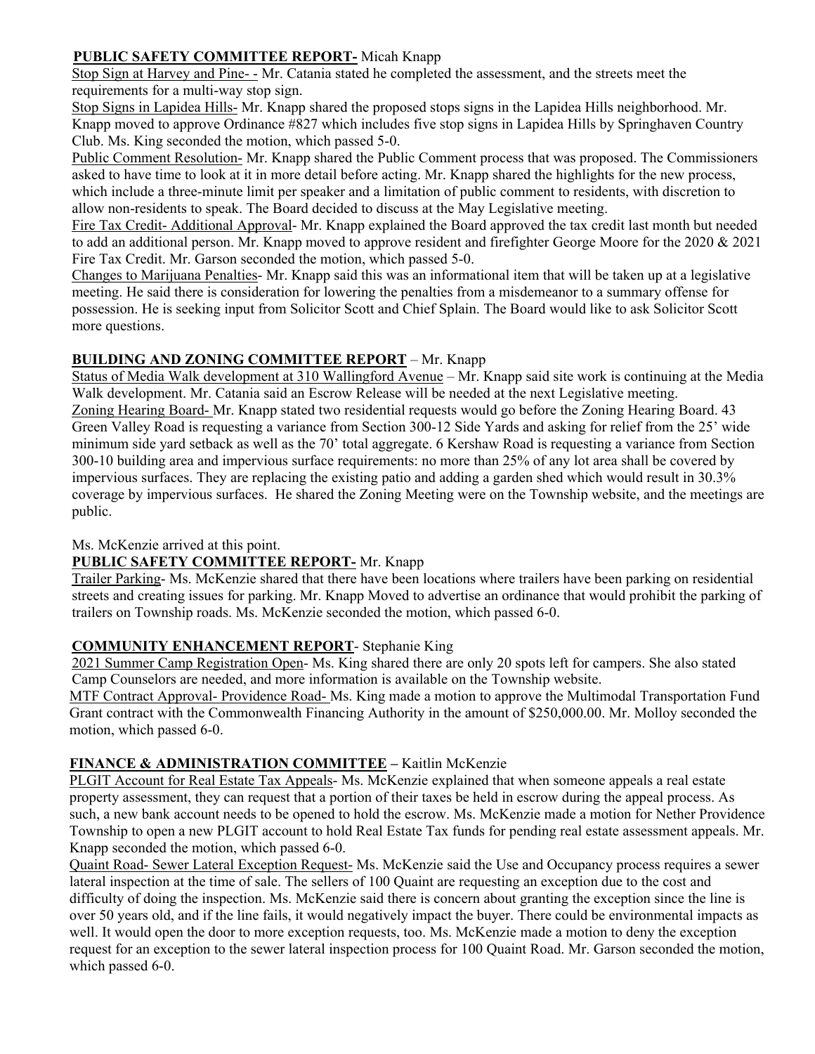**PUBLIC SAFETY COMMITTEE REPORT-** Micah Knapp

Stop Sign at Harvey and Pine- - Mr. Catania stated he completed the assessment, and the streets meet the requirements for a multi-way stop sign.

Stop Signs in Lapidea Hills- Mr. Knapp shared the proposed stops signs in the Lapidea Hills neighborhood. Mr. Knapp moved to approve Ordinance #827 which includes five stop signs in Lapidea Hills by Springhaven Country Club. Ms. King seconded the motion, which passed 5-0.

Public Comment Resolution- Mr. Knapp shared the Public Comment process that was proposed. The Commissioners asked to have time to look at it in more detail before acting. Mr. Knapp shared the highlights for the new process, which include a three-minute limit per speaker and a limitation of public comment to residents, with discretion to allow non-residents to speak. The Board decided to discuss at the May Legislative meeting.

Fire Tax Credit- Additional Approval- Mr. Knapp explained the Board approved the tax credit last month but needed to add an additional person. Mr. Knapp moved to approve resident and firefighter George Moore for the 2020 & 2021 Fire Tax Credit. Mr. Garson seconded the motion, which passed 5-0.

Changes to Marijuana Penalties- Mr. Knapp said this was an informational item that will be taken up at a legislative meeting. He said there is consideration for lowering the penalties from a misdemeanor to a summary offense for possession. He is seeking input from Solicitor Scott and Chief Splain. The Board would like to ask Solicitor Scott more questions.

**BUILDING AND ZONING COMMITTEE REPORT** – Mr. Knapp

Status of Media Walk development at 310 Wallingford Avenue – Mr. Knapp said site work is continuing at the Media Walk development. Mr. Catania said an Escrow Release will be needed at the next Legislative meeting.

Zoning Hearing Board- Mr. Knapp stated two residential requests would go before the Zoning Hearing Board. 43 Green Valley Road is requesting a variance from Section 300-12 Side Yards and asking for relief from the 25' wide minimum side yard setback as well as the 70' total aggregate. 6 Kershaw Road is requesting a variance from Section 300-10 building area and impervious surface requirements: no more than 25% of any lot area shall be covered by impervious surfaces. They are replacing the existing patio and adding a garden shed which would result in 30.3% coverage by impervious surfaces. He shared the Zoning Meeting were on the Township website, and the meetings are public.

Ms. McKenzie arrived at this point.

**PUBLIC SAFETY COMMITTEE REPORT-** Mr. Knapp

Trailer Parking- Ms. McKenzie shared that there have been locations where trailers have been parking on residential streets and creating issues for parking. Mr. Knapp Moved to advertise an ordinance that would prohibit the parking of trailers on Township roads. Ms. McKenzie seconded the motion, which passed 6-0.

**COMMUNITY ENHANCEMENT REPORT**- Stephanie King

2021 Summer Camp Registration Open- Ms. King shared there are only 20 spots left for campers. She also stated Camp Counselors are needed, and more information is available on the Township website.

MTF Contract Approval- Providence Road- Ms. King made a motion to approve the Multimodal Transportation Fund Grant contract with the Commonwealth Financing Authority in the amount of $250,000.00. Mr. Molloy seconded the motion, which passed 6-0.

**FINANCE & ADMINISTRATION COMMITTEE –** Kaitlin McKenzie

PLGIT Account for Real Estate Tax Appeals- Ms. McKenzie explained that when someone appeals a real estate property assessment, they can request that a portion of their taxes be held in escrow during the appeal process. As such, a new bank account needs to be opened to hold the escrow. Ms. McKenzie made a motion for Nether Providence Township to open a new PLGIT account to hold Real Estate Tax funds for pending real estate assessment appeals. Mr. Knapp seconded the motion, which passed 6-0.

Quaint Road- Sewer Lateral Exception Request- Ms. McKenzie said the Use and Occupancy process requires a sewer lateral inspection at the time of sale. The sellers of 100 Quaint are requesting an exception due to the cost and difficulty of doing the inspection. Ms. McKenzie said there is concern about granting the exception since the line is over 50 years old, and if the line fails, it would negatively impact the buyer. There could be environmental impacts as well. It would open the door to more exception requests, too. Ms. McKenzie made a motion to deny the exception request for an exception to the sewer lateral inspection process for 100 Quaint Road. Mr. Garson seconded the motion, which passed 6-0.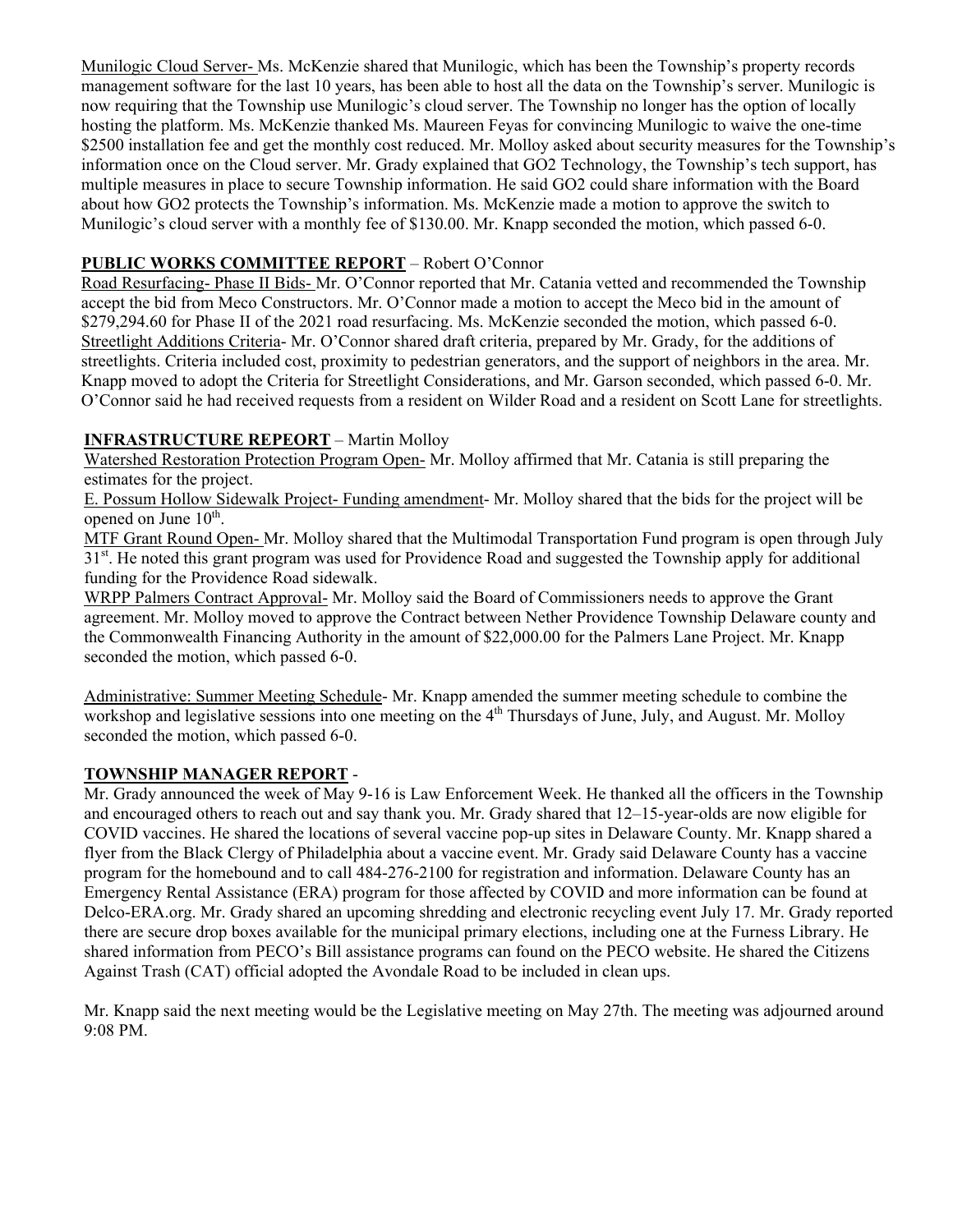Munilogic Cloud Server- Ms. McKenzie shared that Munilogic, which has been the Township's property records management software for the last 10 years, has been able to host all the data on the Township's server. Munilogic is now requiring that the Township use Munilogic's cloud server. The Township no longer has the option of locally hosting the platform. Ms. McKenzie thanked Ms. Maureen Feyas for convincing Munilogic to waive the one-time $2500 installation fee and get the monthly cost reduced. Mr. Molloy asked about security measures for the Township's information once on the Cloud server. Mr. Grady explained that GO2 Technology, the Township's tech support, has multiple measures in place to secure Township information. He said GO2 could share information with the Board about how GO2 protects the Township's information. Ms. McKenzie made a motion to approve the switch to Munilogic's cloud server with a monthly fee of $130.00. Mr. Knapp seconded the motion, which passed 6-0.

**PUBLIC WORKS COMMITTEE REPORT** – Robert O'Connor

Road Resurfacing- Phase II Bids- Mr. O'Connor reported that Mr. Catania vetted and recommended the Township accept the bid from Meco Constructors. Mr. O'Connor made a motion to accept the Meco bid in the amount of $279,294.60 for Phase II of the 2021 road resurfacing. Ms. McKenzie seconded the motion, which passed 6-0.

Streetlight Additions Criteria- Mr. O'Connor shared draft criteria, prepared by Mr. Grady, for the additions of streetlights. Criteria included cost, proximity to pedestrian generators, and the support of neighbors in the area. Mr. Knapp moved to adopt the Criteria for Streetlight Considerations, and Mr. Garson seconded, which passed 6-0. Mr. O'Connor said he had received requests from a resident on Wilder Road and a resident on Scott Lane for streetlights.

**INFRASTRUCTURE REPEORT** – Martin Molloy

Watershed Restoration Protection Program Open- Mr. Molloy affirmed that Mr. Catania is still preparing the estimates for the project.

E. Possum Hollow Sidewalk Project- Funding amendment- Mr. Molloy shared that the bids for the project will be opened on June 10th.

MTF Grant Round Open- Mr. Molloy shared that the Multimodal Transportation Fund program is open through July 31st. He noted this grant program was used for Providence Road and suggested the Township apply for additional funding for the Providence Road sidewalk.

WRPP Palmers Contract Approval- Mr. Molloy said the Board of Commissioners needs to approve the Grant agreement. Mr. Molloy moved to approve the Contract between Nether Providence Township Delaware county and the Commonwealth Financing Authority in the amount of $22,000.00 for the Palmers Lane Project. Mr. Knapp seconded the motion, which passed 6-0.

Administrative: Summer Meeting Schedule- Mr. Knapp amended the summer meeting schedule to combine the workshop and legislative sessions into one meeting on the 4th Thursdays of June, July, and August. Mr. Molloy seconded the motion, which passed 6-0.

**TOWNSHIP MANAGER REPORT** -

Mr. Grady announced the week of May 9-16 is Law Enforcement Week. He thanked all the officers in the Township and encouraged others to reach out and say thank you. Mr. Grady shared that 12–15-year-olds are now eligible for COVID vaccines. He shared the locations of several vaccine pop-up sites in Delaware County. Mr. Knapp shared a flyer from the Black Clergy of Philadelphia about a vaccine event. Mr. Grady said Delaware County has a vaccine program for the homebound and to call 484-276-2100 for registration and information. Delaware County has an Emergency Rental Assistance (ERA) program for those affected by COVID and more information can be found at Delco-ERA.org. Mr. Grady shared an upcoming shredding and electronic recycling event July 17. Mr. Grady reported there are secure drop boxes available for the municipal primary elections, including one at the Furness Library. He shared information from PECO's Bill assistance programs can found on the PECO website. He shared the Citizens Against Trash (CAT) official adopted the Avondale Road to be included in clean ups.

Mr. Knapp said the next meeting would be the Legislative meeting on May 27th. The meeting was adjourned around 9:08 PM.